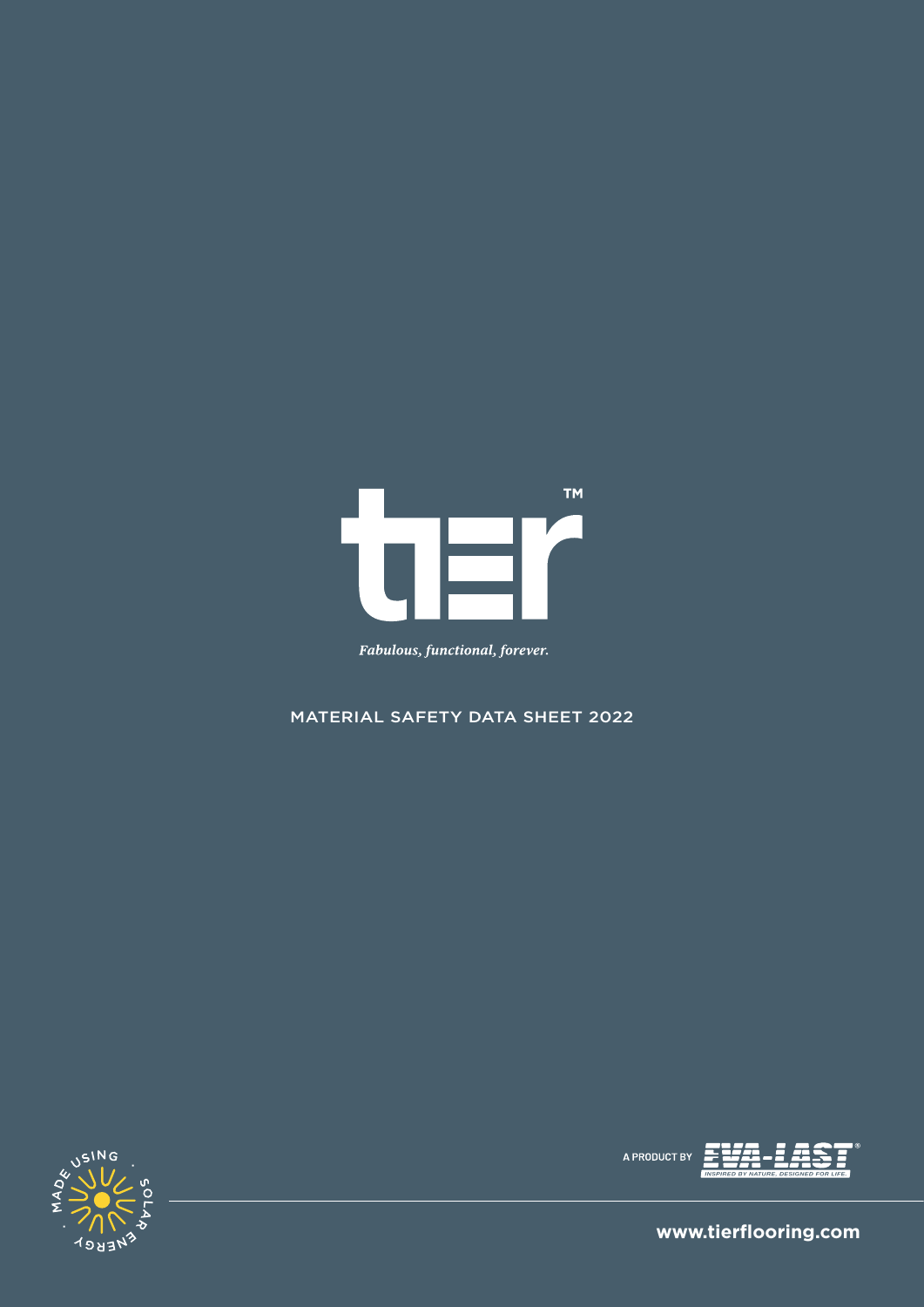# tier™

*Fabulous, functional, forever.*

MATERIAL SAFETY DATA SHEET 2022

MADE USING SOLAR ENERGY

A PRODUCT BY EVA-LAST®

INSPIRED BY NATURE. DESIGNED FOR LIFE.

www.tierflooring.com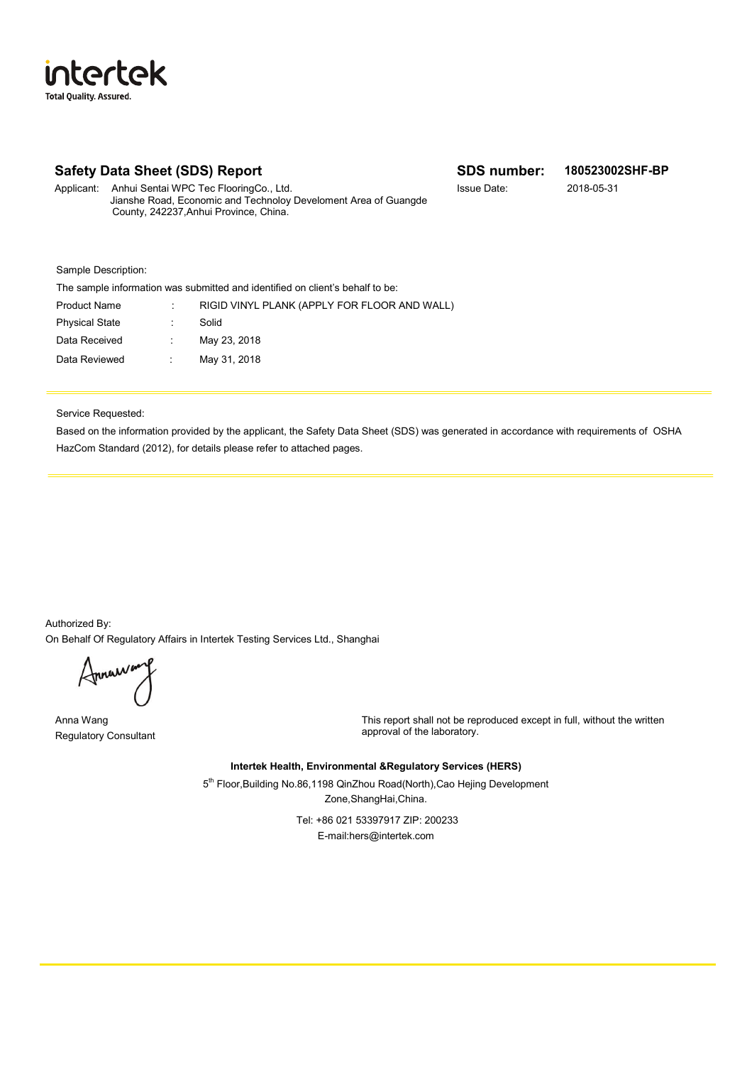intertek

Total Quality. Assured.

## Safety Data Sheet (SDS) Report

**SDS number:** **180523002SHF-BP**

Issue Date: 2018-05-31

Applicant: Anhui Sentai WPC Tec FlooringCo., Ltd.
Jianshe Road, Economic and Technoloy Develoment Area of Guangde County, 242237,Anhui Province, China.

Sample Description:

The sample information was submitted and identified on client's behalf to be:

| | | |
|---|---|---|
| Product Name | : | RIGID VINYL PLANK (APPLY FOR FLOOR AND WALL) |
| Physical State | : | Solid |
| Data Received | : | May 23, 2018 |
| Data Reviewed | : | May 31, 2018 |

Service Requested:

Based on the information provided by the applicant, the Safety Data Sheet (SDS) was generated in accordance with requirements of OSHA HazCom Standard (2012), for details please refer to attached pages.

Authorized By:
On Behalf Of Regulatory Affairs in Intertek Testing Services Ltd., Shanghai

Anna Wang
Regulatory Consultant

This report shall not be reproduced except in full, without the written approval of the laboratory.

**Intertek Health, Environmental &Regulatory Services (HERS)**

5th Floor,Building No.86,1198 QinZhou Road(North),Cao Hejing Development Zone,ShangHai,China.

Tel: +86 021 53397917 ZIP: 200233
E-mail:hers@intertek.com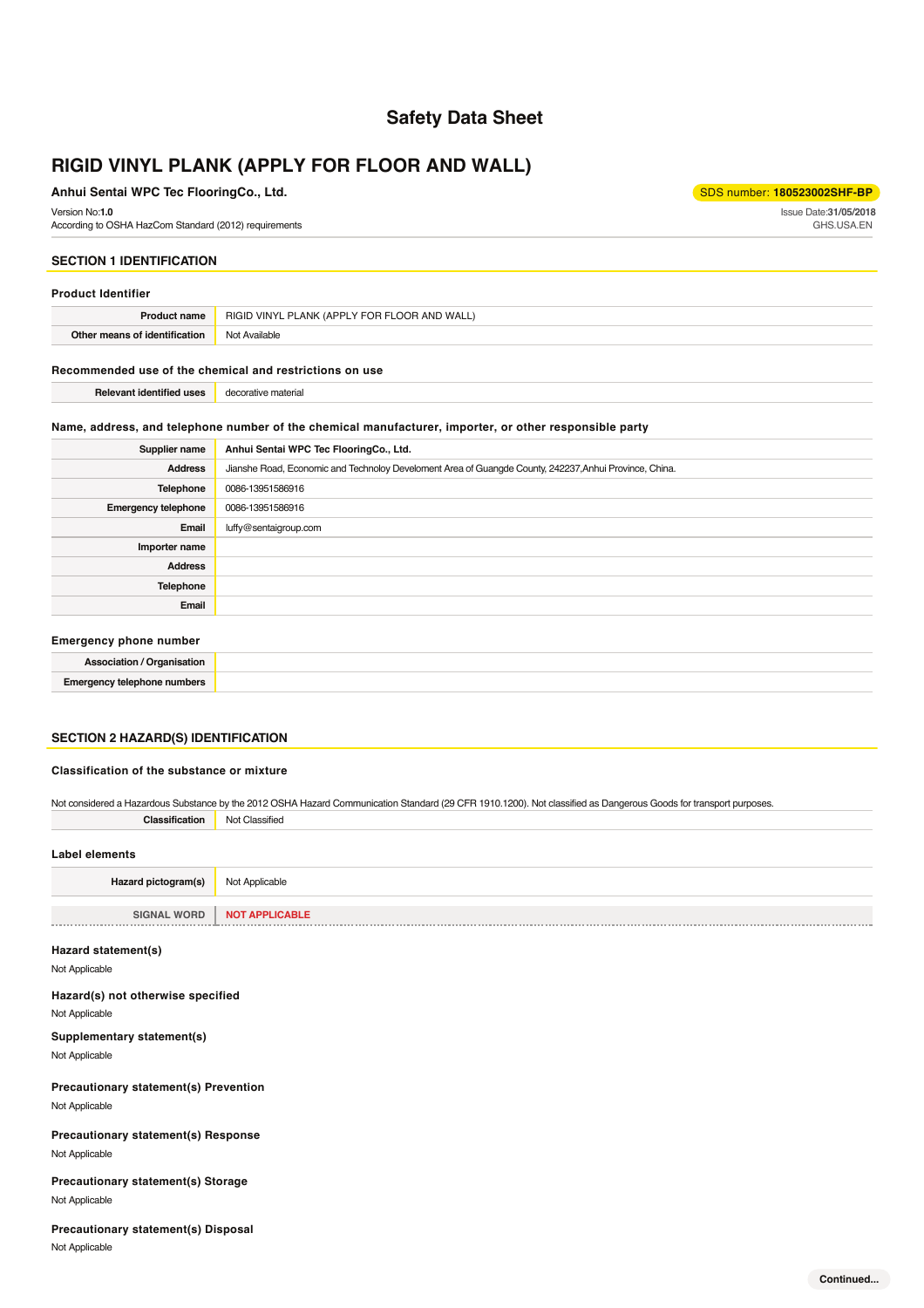# Safety Data Sheet

# RIGID VINYL PLANK (APPLY FOR FLOOR AND WALL)

**Anhui Sentai WPC Tec FlooringCo., Ltd.**

SDS number: **180523002SHF-BP**

Version No:**1.0**
According to OSHA HazCom Standard (2012) requirements

Issue Date:**31/05/2018**
GHS.USA.EN

## SECTION 1 IDENTIFICATION

### Product Identifier

| | |
|---|---|
| **Product name** | RIGID VINYL PLANK (APPLY FOR FLOOR AND WALL) |
| **Other means of identification** | Not Available |

### Recommended use of the chemical and restrictions on use

| | |
|---|---|
| **Relevant identified uses** | decorative material |

### Name, address, and telephone number of the chemical manufacturer, importer, or other responsible party

| | |
|---|---|
| **Supplier name** | **Anhui Sentai WPC Tec FlooringCo., Ltd.** |
| **Address** | Jianshe Road, Economic and Technoloy Develoment Area of Guangde County, 242237,Anhui Province, China. |
| **Telephone** | 0086-13951586916 |
| **Emergency telephone** | 0086-13951586916 |
| **Email** | luffy@sentaigroup.com |
| **Importer name** | |
| **Address** | |
| **Telephone** | |
| **Email** | |

### Emergency phone number

| | |
|---|---|
| **Association / Organisation** | |
| **Emergency telephone numbers** | |

## SECTION 2 HAZARD(S) IDENTIFICATION

### Classification of the substance or mixture

Not considered a Hazardous Substance by the 2012 OSHA Hazard Communication Standard (29 CFR 1910.1200). Not classified as Dangerous Goods for transport purposes.

| | |
|---|---|
| **Classification** | Not Classified |

### Label elements

| | |
|---|---|
| **Hazard pictogram(s)** | Not Applicable |
| **SIGNAL WORD** | **NOT APPLICABLE** |

### Hazard statement(s)

Not Applicable

### Hazard(s) not otherwise specified

Not Applicable

### Supplementary statement(s)

Not Applicable

### Precautionary statement(s) Prevention

Not Applicable

### Precautionary statement(s) Response

Not Applicable

### Precautionary statement(s) Storage

Not Applicable

### Precautionary statement(s) Disposal

Not Applicable

Continued...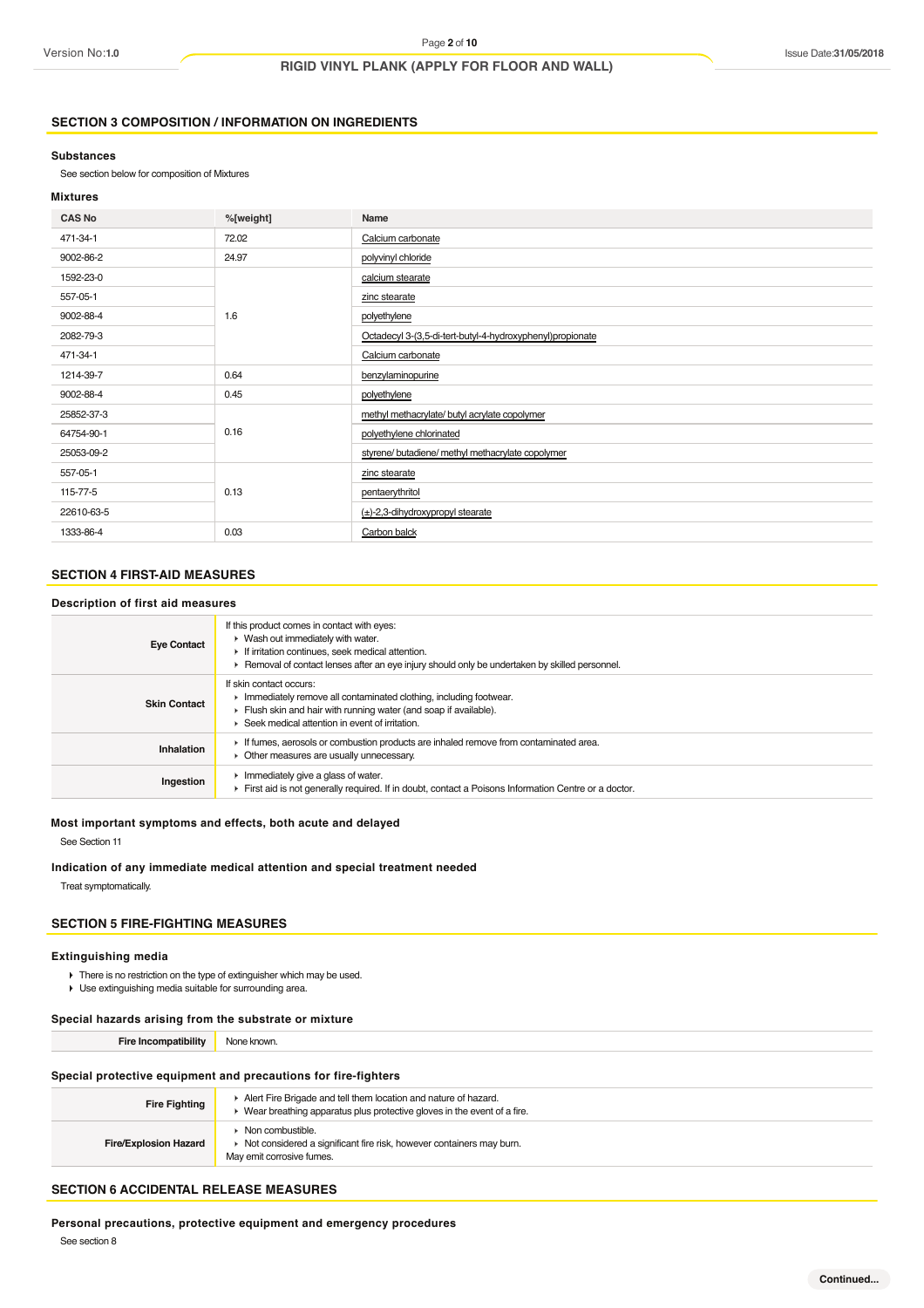## SECTION 3 COMPOSITION / INFORMATION ON INGREDIENTS

### Substances

See section below for composition of Mixtures

### Mixtures

| CAS No | %[weight] | Name |
|---|---|---|
| 471-34-1 | 72.02 | Calcium carbonate |
| 9002-86-2 | 24.97 | polyvinyl chloride |
| 1592-23-0 | 1.6 | calcium stearate |
| 557-05-1 | | zinc stearate |
| 9002-88-4 | | polyethylene |
| 2082-79-3 | | Octadecyl 3-(3,5-di-tert-butyl-4-hydroxyphenyl)propionate |
| 471-34-1 | | Calcium carbonate |
| 1214-39-7 | 0.64 | benzylaminopurine |
| 9002-88-4 | 0.45 | polyethylene |
| 25852-37-3 | 0.16 | methyl methacrylate/ butyl acrylate copolymer |
| 64754-90-1 | | polyethylene chlorinated |
| 25053-09-2 | | styrene/ butadiene/ methyl methacrylate copolymer |
| 557-05-1 | 0.13 | zinc stearate |
| 115-77-5 | | pentaerythritol |
| 22610-63-5 | | (±)-2,3-dihydroxypropyl stearate |
| 1333-86-4 | 0.03 | Carbon balck |

## SECTION 4 FIRST-AID MEASURES

### Description of first aid measures

| | |
|---|---|
| **Eye Contact** | If this product comes in contact with eyes:<br>▸ Wash out immediately with water.<br>▸ If irritation continues, seek medical attention.<br>▸ Removal of contact lenses after an eye injury should only be undertaken by skilled personnel. |
| **Skin Contact** | If skin contact occurs:<br>▸ Immediately remove all contaminated clothing, including footwear.<br>▸ Flush skin and hair with running water (and soap if available).<br>▸ Seek medical attention in event of irritation. |
| **Inhalation** | ▸ If fumes, aerosols or combustion products are inhaled remove from contaminated area.<br>▸ Other measures are usually unnecessary. |
| **Ingestion** | ▸ Immediately give a glass of water.<br>▸ First aid is not generally required. If in doubt, contact a Poisons Information Centre or a doctor. |

### Most important symptoms and effects, both acute and delayed

See Section 11

### Indication of any immediate medical attention and special treatment needed

Treat symptomatically.

## SECTION 5 FIRE-FIGHTING MEASURES

### Extinguishing media

- There is no restriction on the type of extinguisher which may be used.
- Use extinguishing media suitable for surrounding area.

### Special hazards arising from the substrate or mixture

| | |
|---|---|
| **Fire Incompatibility** | None known. |

### Special protective equipment and precautions for fire-fighters

| | |
|---|---|
| **Fire Fighting** | ▸ Alert Fire Brigade and tell them location and nature of hazard.<br>▸ Wear breathing apparatus plus protective gloves in the event of a fire. |
| **Fire/Explosion Hazard** | ▸ Non combustible.<br>▸ Not considered a significant fire risk, however containers may burn.<br>May emit corrosive fumes. |

## SECTION 6 ACCIDENTAL RELEASE MEASURES

### Personal precautions, protective equipment and emergency procedures

See section 8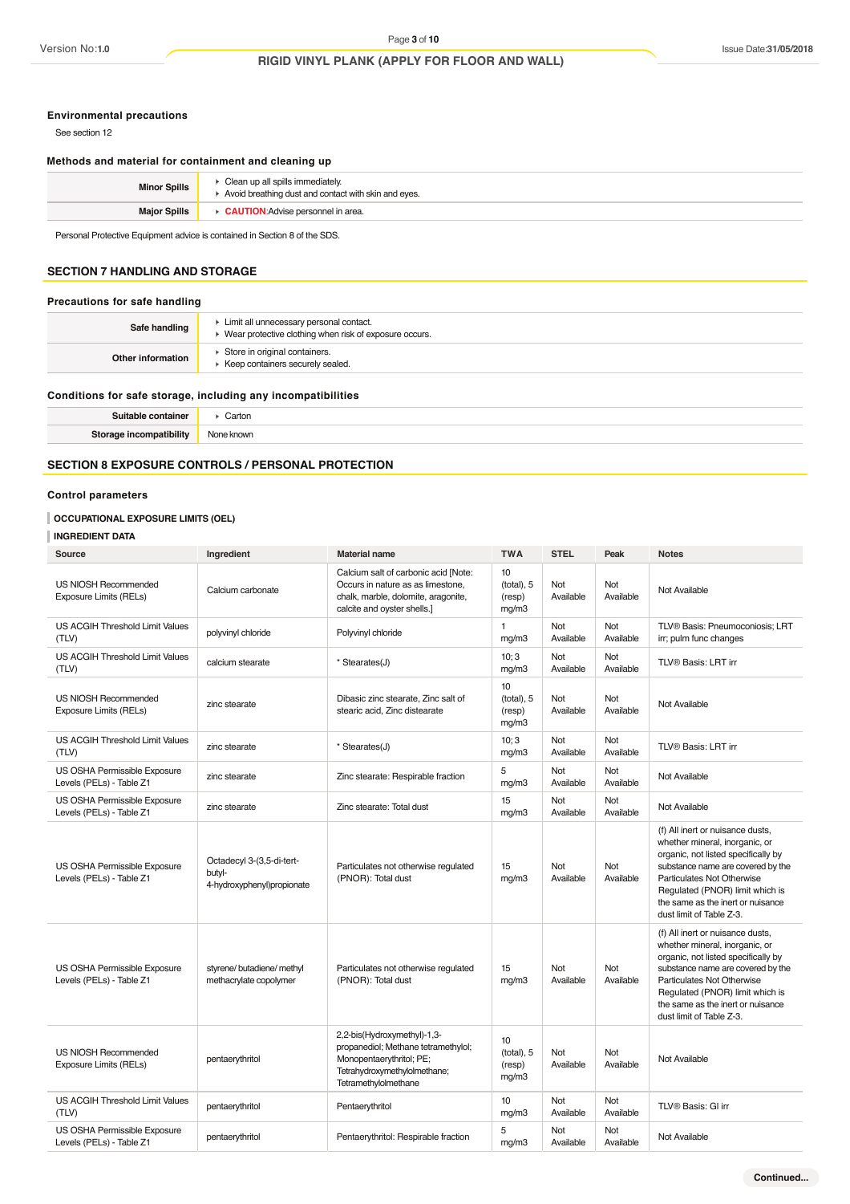### Environmental precautions

See section 12

### Methods and material for containment and cleaning up

| | |
|---|---|
| **Minor Spills** | - Clean up all spills immediately.<br>- Avoid breathing dust and contact with skin and eyes. |
| **Major Spills** | - **CAUTION**:Advise personnel in area. |

Personal Protective Equipment advice is contained in Section 8 of the SDS.

## SECTION 7 HANDLING AND STORAGE

### Precautions for safe handling

| | |
|---|---|
| **Safe handling** | - Limit all unnecessary personal contact.<br>- Wear protective clothing when risk of exposure occurs. |
| **Other information** | - Store in original containers.<br>- Keep containers securely sealed. |

### Conditions for safe storage, including any incompatibilities

| | |
|---|---|
| **Suitable container** | - Carton |
| **Storage incompatibility** | None known |

## SECTION 8 EXPOSURE CONTROLS / PERSONAL PROTECTION

### Control parameters

**OCCUPATIONAL EXPOSURE LIMITS (OEL)**

**INGREDIENT DATA**

| Source | Ingredient | Material name | TWA | STEL | Peak | Notes |
|---|---|---|---|---|---|---|
| US NIOSH Recommended Exposure Limits (RELs) | Calcium carbonate | Calcium salt of carbonic acid [Note: Occurs in nature as as limestone, chalk, marble, dolomite, aragonite, calcite and oyster shells.] | 10 (total), 5 (resp) mg/m3 | Not Available | Not Available | Not Available |
| US ACGIH Threshold Limit Values (TLV) | polyvinyl chloride | Polyvinyl chloride | 1 mg/m3 | Not Available | Not Available | TLV® Basis: Pneumoconiosis; LRT irr; pulm func changes |
| US ACGIH Threshold Limit Values (TLV) | calcium stearate | * Stearates(J) | 10; 3 mg/m3 | Not Available | Not Available | TLV® Basis: LRT irr |
| US NIOSH Recommended Exposure Limits (RELs) | zinc stearate | Dibasic zinc stearate, Zinc salt of stearic acid, Zinc distearate | 10 (total), 5 (resp) mg/m3 | Not Available | Not Available | Not Available |
| US ACGIH Threshold Limit Values (TLV) | zinc stearate | * Stearates(J) | 10; 3 mg/m3 | Not Available | Not Available | TLV® Basis: LRT irr |
| US OSHA Permissible Exposure Levels (PELs) - Table Z1 | zinc stearate | Zinc stearate: Respirable fraction | 5 mg/m3 | Not Available | Not Available | Not Available |
| US OSHA Permissible Exposure Levels (PELs) - Table Z1 | zinc stearate | Zinc stearate: Total dust | 15 mg/m3 | Not Available | Not Available | Not Available |
| US OSHA Permissible Exposure Levels (PELs) - Table Z1 | Octadecyl 3-(3,5-di-tert-butyl-4-hydroxyphenyl)propionate | Particulates not otherwise regulated (PNOR): Total dust | 15 mg/m3 | Not Available | Not Available | (f) All inert or nuisance dusts, whether mineral, inorganic, or organic, not listed specifically by substance name are covered by the Particulates Not Otherwise Regulated (PNOR) limit which is the same as the inert or nuisance dust limit of Table Z-3. |
| US OSHA Permissible Exposure Levels (PELs) - Table Z1 | styrene/ butadiene/ methyl methacrylate copolymer | Particulates not otherwise regulated (PNOR): Total dust | 15 mg/m3 | Not Available | Not Available | (f) All inert or nuisance dusts, whether mineral, inorganic, or organic, not listed specifically by substance name are covered by the Particulates Not Otherwise Regulated (PNOR) limit which is the same as the inert or nuisance dust limit of Table Z-3. |
| US NIOSH Recommended Exposure Limits (RELs) | pentaerythritol | 2,2-bis(Hydroxymethyl)-1,3-propanediol; Methane tetramethylol; Monopentaerythritol; PE; Tetrahydroxymethylolmethane; Tetramethylolmethane | 10 (total), 5 (resp) mg/m3 | Not Available | Not Available | Not Available |
| US ACGIH Threshold Limit Values (TLV) | pentaerythritol | Pentaerythritol | 10 mg/m3 | Not Available | Not Available | TLV® Basis: GI irr |
| US OSHA Permissible Exposure Levels (PELs) - Table Z1 | pentaerythritol | Pentaerythritol: Respirable fraction | 5 mg/m3 | Not Available | Not Available | Not Available |

Continued...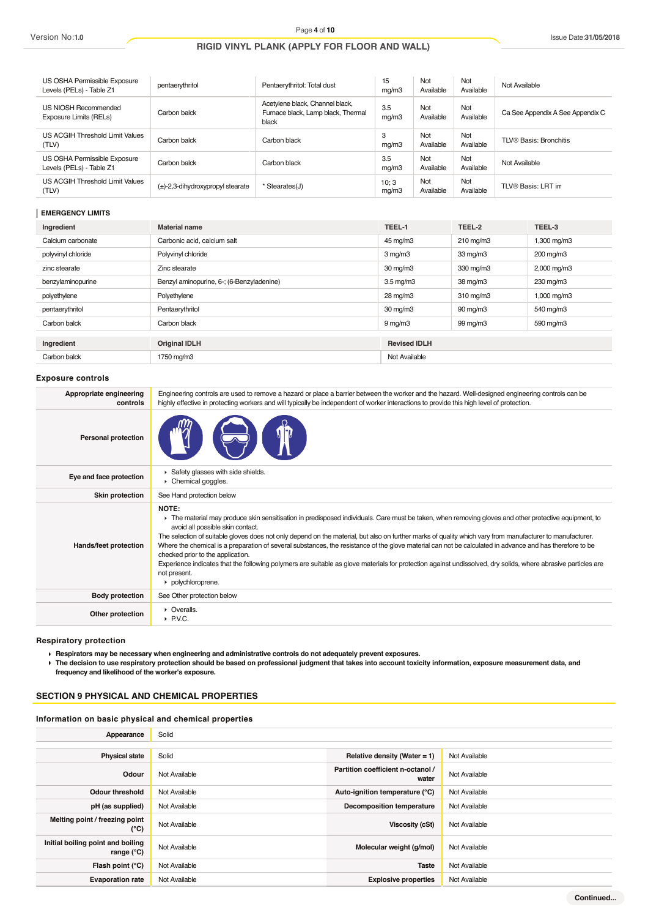| US OSHA Permissible Exposure Levels (PELs) - Table Z1 | pentaerythritol | Pentaerythritol: Total dust | 15 mg/m3 | Not Available | Not Available | Not Available |
|---|---|---|---|---|---|---|
| US NIOSH Recommended Exposure Limits (RELs) | Carbon balck | Acetylene black, Channel black, Furnace black, Lamp black, Thermal black | 3.5 mg/m3 | Not Available | Not Available | Ca See Appendix A See Appendix C |
| US ACGIH Threshold Limit Values (TLV) | Carbon balck | Carbon black | 3 mg/m3 | Not Available | Not Available | TLV® Basis: Bronchitis |
| US OSHA Permissible Exposure Levels (PELs) - Table Z1 | Carbon balck | Carbon black | 3.5 mg/m3 | Not Available | Not Available | Not Available |
| US ACGIH Threshold Limit Values (TLV) | (±)-2,3-dihydroxypropyl stearate | * Stearates(J) | 10; 3 mg/m3 | Not Available | Not Available | TLV® Basis: LRT irr |

## EMERGENCY LIMITS

| Ingredient | Material name | TEEL-1 | TEEL-2 | TEEL-3 |
|---|---|---|---|---|
| Calcium carbonate | Carbonic acid, calcium salt | 45 mg/m3 | 210 mg/m3 | 1,300 mg/m3 |
| polyvinyl chloride | Polyvinyl chloride | 3 mg/m3 | 33 mg/m3 | 200 mg/m3 |
| zinc stearate | Zinc stearate | 30 mg/m3 | 330 mg/m3 | 2,000 mg/m3 |
| benzylaminopurine | Benzyl aminopurine, 6-; (6-Benzyladenine) | 3.5 mg/m3 | 38 mg/m3 | 230 mg/m3 |
| polyethylene | Polyethylene | 28 mg/m3 | 310 mg/m3 | 1,000 mg/m3 |
| pentaerythritol | Pentaerythritol | 30 mg/m3 | 90 mg/m3 | 540 mg/m3 |
| Carbon balck | Carbon black | 9 mg/m3 | 99 mg/m3 | 590 mg/m3 |

| Ingredient | Original IDLH | Revised IDLH |
|---|---|---|
| Carbon balck | 1750 mg/m3 | Not Available |

## Exposure controls

| | |
|---|---|
| **Appropriate engineering controls** | Engineering controls are used to remove a hazard or place a barrier between the worker and the hazard. Well-designed engineering controls can be highly effective in protecting workers and will typically be independent of worker interactions to provide this high level of protection. |
| **Personal protection** | |
| **Eye and face protection** | ▸ Safety glasses with side shields.<br>▸ Chemical goggles. |
| **Skin protection** | See Hand protection below |
| **Hands/feet protection** | **NOTE:**<br>▸ The material may produce skin sensitisation in predisposed individuals. Care must be taken, when removing gloves and other protective equipment, to avoid all possible skin contact.<br>The selection of suitable gloves does not only depend on the material, but also on further marks of quality which vary from manufacturer to manufacturer. Where the chemical is a preparation of several substances, the resistance of the glove material can not be calculated in advance and has therefore to be checked prior to the application.<br>Experience indicates that the following polymers are suitable as glove materials for protection against undissolved, dry solids, where abrasive particles are not present.<br>▸ polychloroprene. |
| **Body protection** | See Other protection below |
| **Other protection** | ▸ Overalls.<br>▸ P.V.C. |

## Respiratory protection

- **Respirators may be necessary when engineering and administrative controls do not adequately prevent exposures.**
- **The decision to use respiratory protection should be based on professional judgment that takes into account toxicity information, exposure measurement data, and frequency and likelihood of the worker's exposure.**

## SECTION 9 PHYSICAL AND CHEMICAL PROPERTIES

### Information on basic physical and chemical properties

| | | | |
|---|---|---|---|
| **Appearance** | Solid | | |
| **Physical state** | Solid | **Relative density (Water = 1)** | Not Available |
| **Odour** | Not Available | **Partition coefficient n-octanol / water** | Not Available |
| **Odour threshold** | Not Available | **Auto-ignition temperature (°C)** | Not Available |
| **pH (as supplied)** | Not Available | **Decomposition temperature** | Not Available |
| **Melting point / freezing point (°C)** | Not Available | **Viscosity (cSt)** | Not Available |
| **Initial boiling point and boiling range (°C)** | Not Available | **Molecular weight (g/mol)** | Not Available |
| **Flash point (°C)** | Not Available | **Taste** | Not Available |
| **Evaporation rate** | Not Available | **Explosive properties** | Not Available |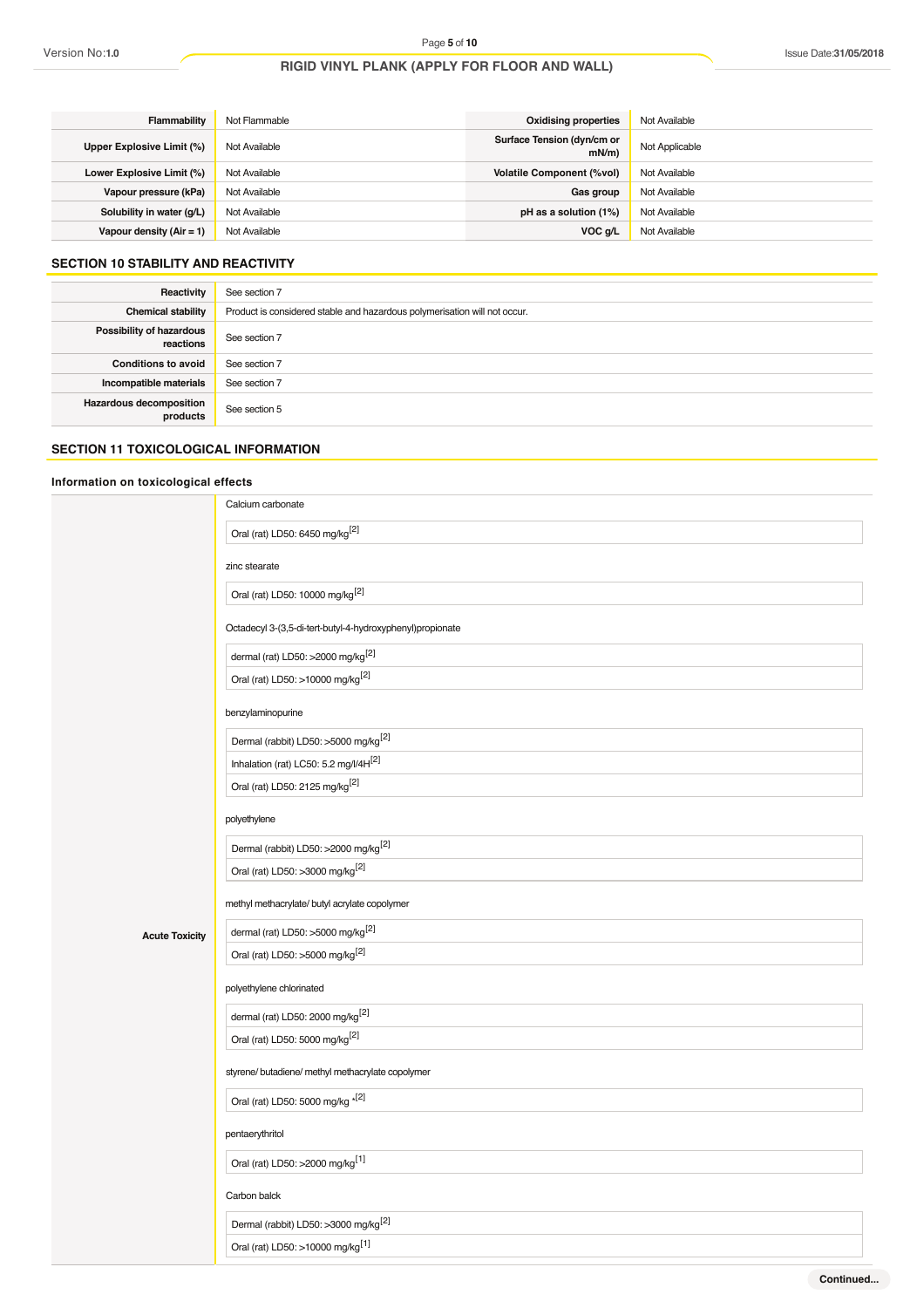| Flammability | Not Flammable | Oxidising properties | Not Available |
|---|---|---|---|
| Upper Explosive Limit (%) | Not Available | Surface Tension (dyn/cm or mN/m) | Not Applicable |
| Lower Explosive Limit (%) | Not Available | Volatile Component (%vol) | Not Available |
| Vapour pressure (kPa) | Not Available | Gas group | Not Available |
| Solubility in water (g/L) | Not Available | pH as a solution (1%) | Not Available |
| Vapour density (Air = 1) | Not Available | VOC g/L | Not Available |

## SECTION 10 STABILITY AND REACTIVITY

| | |
|---|---|
| Reactivity | See section 7 |
| Chemical stability | Product is considered stable and hazardous polymerisation will not occur. |
| Possibility of hazardous reactions | See section 7 |
| Conditions to avoid | See section 7 |
| Incompatible materials | See section 7 |
| Hazardous decomposition products | See section 5 |

## SECTION 11 TOXICOLOGICAL INFORMATION

### Information on toxicological effects

**Acute Toxicity**

Calcium carbonate

| |
|---|
| Oral (rat) LD50: 6450 mg/kg[2] |

zinc stearate

| |
|---|
| Oral (rat) LD50: 10000 mg/kg[2] |

Octadecyl 3-(3,5-di-tert-butyl-4-hydroxyphenyl)propionate

| |
|---|
| dermal (rat) LD50: >2000 mg/kg[2] |
| Oral (rat) LD50: >10000 mg/kg[2] |

benzylaminopurine

| |
|---|
| Dermal (rabbit) LD50: >5000 mg/kg[2] |
| Inhalation (rat) LC50: 5.2 mg/l/4H[2] |
| Oral (rat) LD50: 2125 mg/kg[2] |

polyethylene

| |
|---|
| Dermal (rabbit) LD50: >2000 mg/kg[2] |
| Oral (rat) LD50: >3000 mg/kg[2] |

methyl methacrylate/ butyl acrylate copolymer

| |
|---|
| dermal (rat) LD50: >5000 mg/kg[2] |
| Oral (rat) LD50: >5000 mg/kg[2] |

polyethylene chlorinated

| |
|---|
| dermal (rat) LD50: 2000 mg/kg[2] |
| Oral (rat) LD50: 5000 mg/kg[2] |

styrene/ butadiene/ methyl methacrylate copolymer

| |
|---|
| Oral (rat) LD50: 5000 mg/kg *[2] |

pentaerythritol

| |
|---|
| Oral (rat) LD50: >2000 mg/kg[1] |

Carbon balck

| |
|---|
| Dermal (rabbit) LD50: >3000 mg/kg[2] |
| Oral (rat) LD50: >10000 mg/kg[1] |

Continued...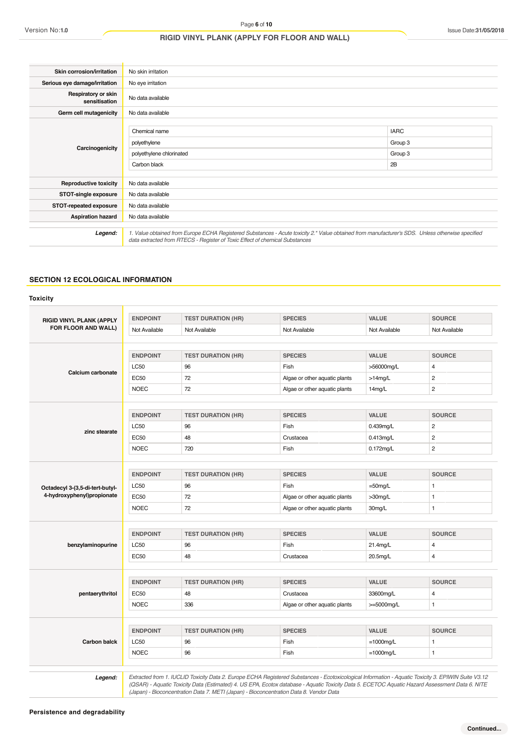| | |
|---|---|
| **Skin corrosion/irritation** | No skin irritation |
| **Serious eye damage/irritation** | No eye irritation |
| **Respiratory or skin sensitisation** | No data available |
| **Germ cell mutagenicity** | No data available |
| **Carcinogenicity** | (see table below) |
| **Reproductive toxicity** | No data available |
| **STOT-single exposure** | No data available |
| **STOT-repeated exposure** | No data available |
| **Aspiration hazard** | No data available |

**Carcinogenicity**

| Chemical name | IARC |
|---|---|
| polyethylene | Group 3 |
| polyethylene chlorinated | Group 3 |
| Carbon black | 2B |

***Legend:*** *1. Value obtained from Europe ECHA Registered Substances - Acute toxicity 2.* Value obtained from manufacturer's SDS. Unless otherwise specified data extracted from RTECS - Register of Toxic Effect of chemical Substances*

## SECTION 12 ECOLOGICAL INFORMATION

### Toxicity

**RIGID VINYL PLANK (APPLY FOR FLOOR AND WALL)**

| ENDPOINT | TEST DURATION (HR) | SPECIES | VALUE | SOURCE |
|---|---|---|---|---|
| Not Available | Not Available | Not Available | Not Available | Not Available |

**Calcium carbonate**

| ENDPOINT | TEST DURATION (HR) | SPECIES | VALUE | SOURCE |
|---|---|---|---|---|
| LC50 | 96 | Fish | >56000mg/L | 4 |
| EC50 | 72 | Algae or other aquatic plants | >14mg/L | 2 |
| NOEC | 72 | Algae or other aquatic plants | 14mg/L | 2 |

**zinc stearate**

| ENDPOINT | TEST DURATION (HR) | SPECIES | VALUE | SOURCE |
|---|---|---|---|---|
| LC50 | 96 | Fish | 0.439mg/L | 2 |
| EC50 | 48 | Crustacea | 0.413mg/L | 2 |
| NOEC | 720 | Fish | 0.172mg/L | 2 |

**Octadecyl 3-(3,5-di-tert-butyl-4-hydroxyphenyl)propionate**

| ENDPOINT | TEST DURATION (HR) | SPECIES | VALUE | SOURCE |
|---|---|---|---|---|
| LC50 | 96 | Fish | =50mg/L | 1 |
| EC50 | 72 | Algae or other aquatic plants | >30mg/L | 1 |
| NOEC | 72 | Algae or other aquatic plants | 30mg/L | 1 |

**benzylaminopurine**

| ENDPOINT | TEST DURATION (HR) | SPECIES | VALUE | SOURCE |
|---|---|---|---|---|
| LC50 | 96 | Fish | 21.4mg/L | 4 |
| EC50 | 48 | Crustacea | 20.5mg/L | 4 |

**pentaerythritol**

| ENDPOINT | TEST DURATION (HR) | SPECIES | VALUE | SOURCE |
|---|---|---|---|---|
| EC50 | 48 | Crustacea | 33600mg/L | 4 |
| NOEC | 336 | Algae or other aquatic plants | >=5000mg/L | 1 |

**Carbon balck**

| ENDPOINT | TEST DURATION (HR) | SPECIES | VALUE | SOURCE |
|---|---|---|---|---|
| LC50 | 96 | Fish | =1000mg/L | 1 |
| NOEC | 96 | Fish | =1000mg/L | 1 |

***Legend:*** *Extracted from 1. IUCLID Toxicity Data 2. Europe ECHA Registered Substances - Ecotoxicological Information - Aquatic Toxicity 3. EPIWIN Suite V3.12 (QSAR) - Aquatic Toxicity Data (Estimated) 4. US EPA, Ecotox database - Aquatic Toxicity Data 5. ECETOC Aquatic Hazard Assessment Data 6. NITE (Japan) - Bioconcentration Data 7. METI (Japan) - Bioconcentration Data 8. Vendor Data*

### Persistence and degradability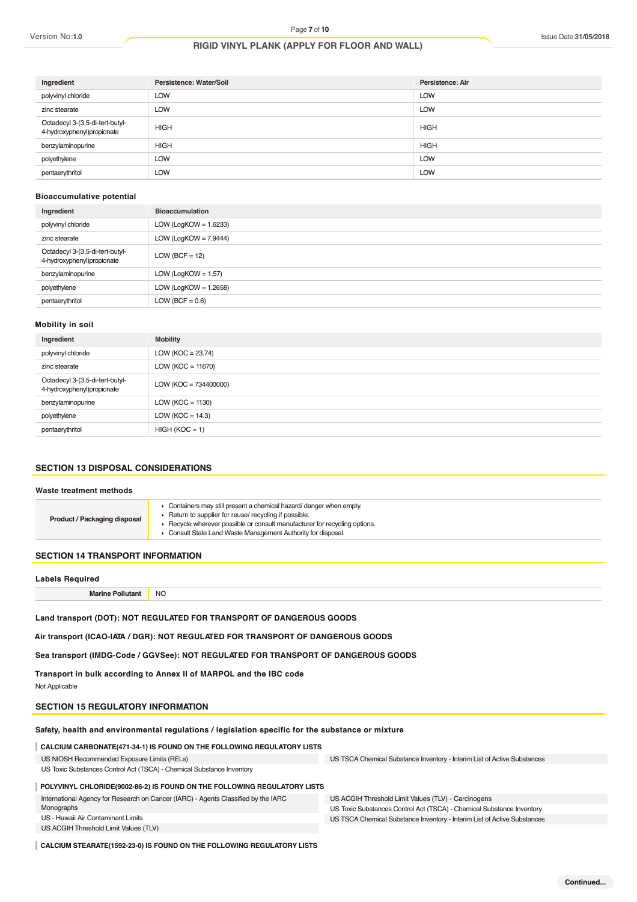| Ingredient | Persistence: Water/Soil | Persistence: Air |
| --- | --- | --- |
| polyvinyl chloride | LOW | LOW |
| zinc stearate | LOW | LOW |
| Octadecyl 3-(3,5-di-tert-butyl-4-hydroxyphenyl)propionate | HIGH | HIGH |
| benzylaminopurine | HIGH | HIGH |
| polyethylene | LOW | LOW |
| pentaerythritol | LOW | LOW |

### Bioaccumulative potential

| Ingredient | Bioaccumulation |
| --- | --- |
| polyvinyl chloride | LOW (LogKOW = 1.6233) |
| zinc stearate | LOW (LogKOW = 7.9444) |
| Octadecyl 3-(3,5-di-tert-butyl-4-hydroxyphenyl)propionate | LOW (BCF = 12) |
| benzylaminopurine | LOW (LogKOW = 1.57) |
| polyethylene | LOW (LogKOW = 1.2658) |
| pentaerythritol | LOW (BCF = 0.6) |

### Mobility in soil

| Ingredient | Mobility |
| --- | --- |
| polyvinyl chloride | LOW (KOC = 23.74) |
| zinc stearate | LOW (KOC = 11670) |
| Octadecyl 3-(3,5-di-tert-butyl-4-hydroxyphenyl)propionate | LOW (KOC = 734400000) |
| benzylaminopurine | LOW (KOC = 1130) |
| polyethylene | LOW (KOC = 14.3) |
| pentaerythritol | HIGH (KOC = 1) |

## SECTION 13 DISPOSAL CONSIDERATIONS

### Waste treatment methods

| Product / Packaging disposal | ▸ Containers may still present a chemical hazard/ danger when empty.<br>▸ Return to supplier for reuse/ recycling if possible.<br>▸ Recycle wherever possible or consult manufacturer for recycling options.<br>▸ Consult State Land Waste Management Authority for disposal. |
| --- | --- |

## SECTION 14 TRANSPORT INFORMATION

### Labels Required

| Marine Pollutant | NO |
| --- | --- |

**Land transport (DOT): NOT REGULATED FOR TRANSPORT OF DANGEROUS GOODS**

**Air transport (ICAO-IATA / DGR): NOT REGULATED FOR TRANSPORT OF DANGEROUS GOODS**

**Sea transport (IMDG-Code / GGVSee): NOT REGULATED FOR TRANSPORT OF DANGEROUS GOODS**

**Transport in bulk according to Annex II of MARPOL and the IBC code**

Not Applicable

## SECTION 15 REGULATORY INFORMATION

### Safety, health and environmental regulations / legislation specific for the substance or mixture

**CALCIUM CARBONATE(471-34-1) IS FOUND ON THE FOLLOWING REGULATORY LISTS**

| | |
| --- | --- |
| US NIOSH Recommended Exposure Limits (RELs) | US TSCA Chemical Substance Inventory - Interim List of Active Substances |
| US Toxic Substances Control Act (TSCA) - Chemical Substance Inventory | |

**POLYVINYL CHLORIDE(9002-86-2) IS FOUND ON THE FOLLOWING REGULATORY LISTS**

| | |
| --- | --- |
| International Agency for Research on Cancer (IARC) - Agents Classified by the IARC Monographs | US ACGIH Threshold Limit Values (TLV) - Carcinogens |
| US - Hawaii Air Contaminant Limits | US Toxic Substances Control Act (TSCA) - Chemical Substance Inventory |
| US ACGIH Threshold Limit Values (TLV) | US TSCA Chemical Substance Inventory - Interim List of Active Substances |

**CALCIUM STEARATE(1592-23-0) IS FOUND ON THE FOLLOWING REGULATORY LISTS**

Continued...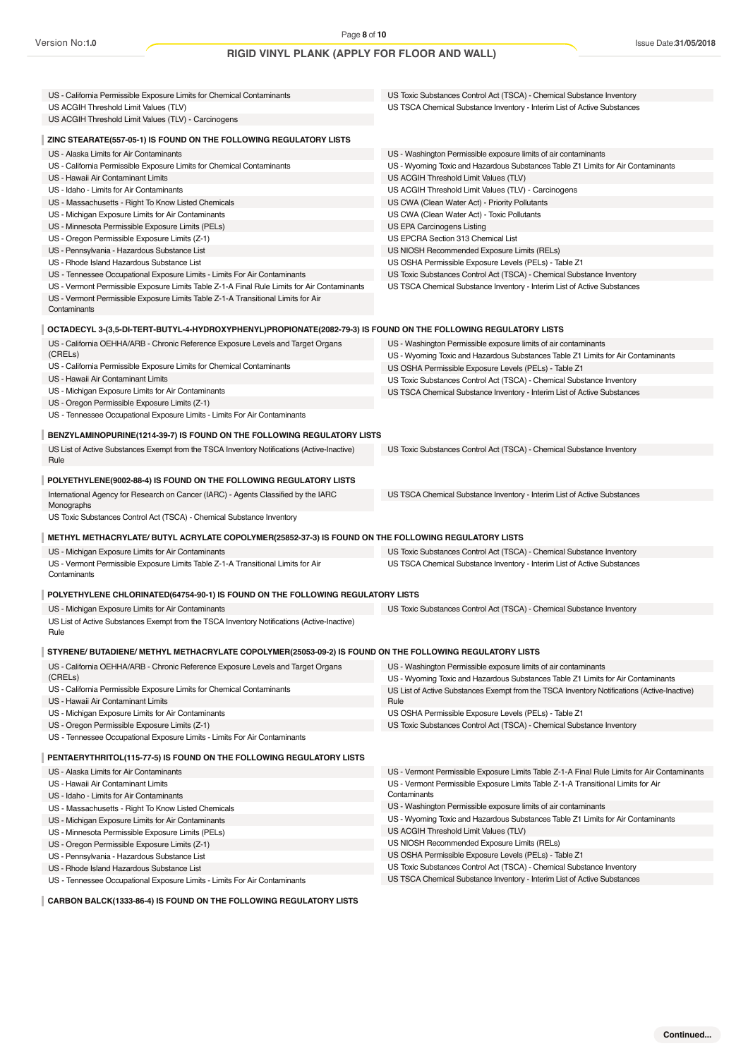US - California Permissible Exposure Limits for Chemical Contaminants
US ACGIH Threshold Limit Values (TLV)
US ACGIH Threshold Limit Values (TLV) - Carcinogens
US Toxic Substances Control Act (TSCA) - Chemical Substance Inventory
US TSCA Chemical Substance Inventory - Interim List of Active Substances

### ZINC STEARATE(557-05-1) IS FOUND ON THE FOLLOWING REGULATORY LISTS

US - Alaska Limits for Air Contaminants
US - California Permissible Exposure Limits for Chemical Contaminants
US - Hawaii Air Contaminant Limits
US - Idaho - Limits for Air Contaminants
US - Massachusetts - Right To Know Listed Chemicals
US - Michigan Exposure Limits for Air Contaminants
US - Minnesota Permissible Exposure Limits (PELs)
US - Oregon Permissible Exposure Limits (Z-1)
US - Pennsylvania - Hazardous Substance List
US - Rhode Island Hazardous Substance List
US - Tennessee Occupational Exposure Limits - Limits For Air Contaminants
US - Vermont Permissible Exposure Limits Table Z-1-A Final Rule Limits for Air Contaminants
US - Vermont Permissible Exposure Limits Table Z-1-A Transitional Limits for Air Contaminants
US - Washington Permissible exposure limits of air contaminants
US - Wyoming Toxic and Hazardous Substances Table Z1 Limits for Air Contaminants
US ACGIH Threshold Limit Values (TLV)
US ACGIH Threshold Limit Values (TLV) - Carcinogens
US CWA (Clean Water Act) - Priority Pollutants
US CWA (Clean Water Act) - Toxic Pollutants
US EPA Carcinogens Listing
US EPCRA Section 313 Chemical List
US NIOSH Recommended Exposure Limits (RELs)
US OSHA Permissible Exposure Levels (PELs) - Table Z1
US Toxic Substances Control Act (TSCA) - Chemical Substance Inventory
US TSCA Chemical Substance Inventory - Interim List of Active Substances

### OCTADECYL 3-(3,5-DI-TERT-BUTYL-4-HYDROXYPHENYL)PROPIONATE(2082-79-3) IS FOUND ON THE FOLLOWING REGULATORY LISTS

US - California OEHHA/ARB - Chronic Reference Exposure Levels and Target Organs (CRELs)
US - California Permissible Exposure Limits for Chemical Contaminants
US - Hawaii Air Contaminant Limits
US - Michigan Exposure Limits for Air Contaminants
US - Oregon Permissible Exposure Limits (Z-1)
US - Tennessee Occupational Exposure Limits - Limits For Air Contaminants
US - Washington Permissible exposure limits of air contaminants
US - Wyoming Toxic and Hazardous Substances Table Z1 Limits for Air Contaminants
US OSHA Permissible Exposure Levels (PELs) - Table Z1
US Toxic Substances Control Act (TSCA) - Chemical Substance Inventory
US TSCA Chemical Substance Inventory - Interim List of Active Substances

### BENZYLAMINOPURINE(1214-39-7) IS FOUND ON THE FOLLOWING REGULATORY LISTS

US List of Active Substances Exempt from the TSCA Inventory Notifications (Active-Inactive) Rule
US Toxic Substances Control Act (TSCA) - Chemical Substance Inventory

### POLYETHYLENE(9002-88-4) IS FOUND ON THE FOLLOWING REGULATORY LISTS

International Agency for Research on Cancer (IARC) - Agents Classified by the IARC Monographs
US Toxic Substances Control Act (TSCA) - Chemical Substance Inventory
US TSCA Chemical Substance Inventory - Interim List of Active Substances

### METHYL METHACRYLATE/ BUTYL ACRYLATE COPOLYMER(25852-37-3) IS FOUND ON THE FOLLOWING REGULATORY LISTS

US - Michigan Exposure Limits for Air Contaminants
US - Vermont Permissible Exposure Limits Table Z-1-A Transitional Limits for Air Contaminants
US Toxic Substances Control Act (TSCA) - Chemical Substance Inventory
US TSCA Chemical Substance Inventory - Interim List of Active Substances

### POLYETHYLENE CHLORINATED(64754-90-1) IS FOUND ON THE FOLLOWING REGULATORY LISTS

US - Michigan Exposure Limits for Air Contaminants
US List of Active Substances Exempt from the TSCA Inventory Notifications (Active-Inactive) Rule
US Toxic Substances Control Act (TSCA) - Chemical Substance Inventory

### STYRENE/ BUTADIENE/ METHYL METHACRYLATE COPOLYMER(25053-09-2) IS FOUND ON THE FOLLOWING REGULATORY LISTS

US - California OEHHA/ARB - Chronic Reference Exposure Levels and Target Organs (CRELs)
US - California Permissible Exposure Limits for Chemical Contaminants
US - Hawaii Air Contaminant Limits
US - Michigan Exposure Limits for Air Contaminants
US - Oregon Permissible Exposure Limits (Z-1)
US - Tennessee Occupational Exposure Limits - Limits For Air Contaminants
US - Washington Permissible exposure limits of air contaminants
US - Wyoming Toxic and Hazardous Substances Table Z1 Limits for Air Contaminants
US List of Active Substances Exempt from the TSCA Inventory Notifications (Active-Inactive) Rule
US OSHA Permissible Exposure Levels (PELs) - Table Z1
US Toxic Substances Control Act (TSCA) - Chemical Substance Inventory

### PENTAERYTHRITOL(115-77-5) IS FOUND ON THE FOLLOWING REGULATORY LISTS

US - Alaska Limits for Air Contaminants
US - Hawaii Air Contaminant Limits
US - Idaho - Limits for Air Contaminants
US - Massachusetts - Right To Know Listed Chemicals
US - Michigan Exposure Limits for Air Contaminants
US - Minnesota Permissible Exposure Limits (PELs)
US - Oregon Permissible Exposure Limits (Z-1)
US - Pennsylvania - Hazardous Substance List
US - Rhode Island Hazardous Substance List
US - Tennessee Occupational Exposure Limits - Limits For Air Contaminants
US - Vermont Permissible Exposure Limits Table Z-1-A Final Rule Limits for Air Contaminants
US - Vermont Permissible Exposure Limits Table Z-1-A Transitional Limits for Air Contaminants
US - Washington Permissible exposure limits of air contaminants
US - Wyoming Toxic and Hazardous Substances Table Z1 Limits for Air Contaminants
US ACGIH Threshold Limit Values (TLV)
US NIOSH Recommended Exposure Limits (RELs)
US OSHA Permissible Exposure Levels (PELs) - Table Z1
US Toxic Substances Control Act (TSCA) - Chemical Substance Inventory
US TSCA Chemical Substance Inventory - Interim List of Active Substances

### CARBON BALCK(1333-86-4) IS FOUND ON THE FOLLOWING REGULATORY LISTS

Continued...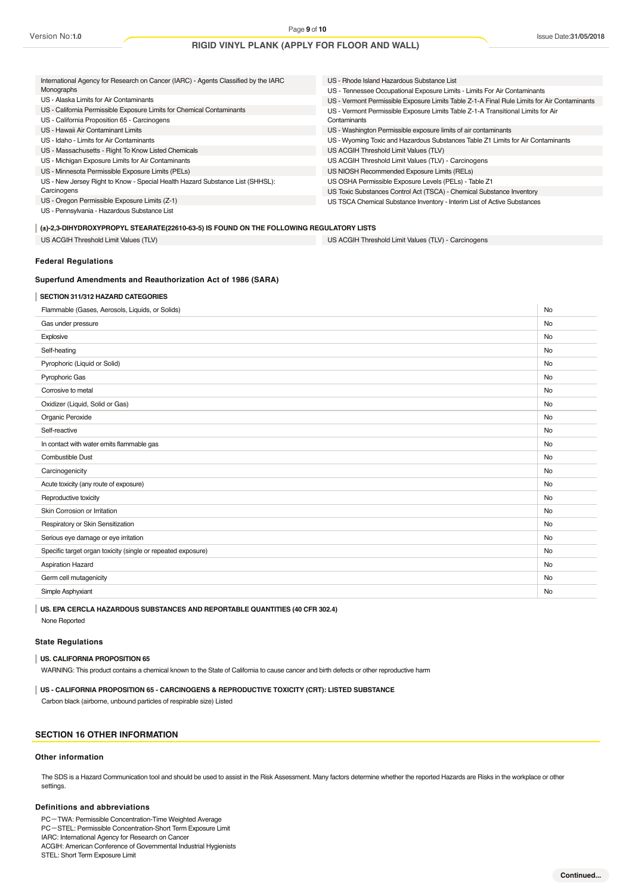| | |
|---|---|
| International Agency for Research on Cancer (IARC) - Agents Classified by the IARC Monographs | US - Rhode Island Hazardous Substance List |
| US - Alaska Limits for Air Contaminants | US - Tennessee Occupational Exposure Limits - Limits For Air Contaminants |
| US - California Permissible Exposure Limits for Chemical Contaminants | US - Vermont Permissible Exposure Limits Table Z-1-A Final Rule Limits for Air Contaminants |
| US - California Proposition 65 - Carcinogens | US - Vermont Permissible Exposure Limits Table Z-1-A Transitional Limits for Air Contaminants |
| US - Hawaii Air Contaminant Limits | US - Washington Permissible exposure limits of air contaminants |
| US - Idaho - Limits for Air Contaminants | US - Wyoming Toxic and Hazardous Substances Table Z1 Limits for Air Contaminants |
| US - Massachusetts - Right To Know Listed Chemicals | US ACGIH Threshold Limit Values (TLV) |
| US - Michigan Exposure Limits for Air Contaminants | US ACGIH Threshold Limit Values (TLV) - Carcinogens |
| US - Minnesota Permissible Exposure Limits (PELs) | US NIOSH Recommended Exposure Limits (RELs) |
| US - New Jersey Right to Know - Special Health Hazard Substance List (SHHSL): Carcinogens | US OSHA Permissible Exposure Levels (PELs) - Table Z1 |
| US - Oregon Permissible Exposure Limits (Z-1) | US Toxic Substances Control Act (TSCA) - Chemical Substance Inventory |
| US - Pennsylvania - Hazardous Substance List | US TSCA Chemical Substance Inventory - Interim List of Active Substances |

**(±)-2,3-DIHYDROXYPROPYL STEARATE(22610-63-5) IS FOUND ON THE FOLLOWING REGULATORY LISTS**

| | |
|---|---|
| US ACGIH Threshold Limit Values (TLV) | US ACGIH Threshold Limit Values (TLV) - Carcinogens |

### Federal Regulations

#### Superfund Amendments and Reauthorization Act of 1986 (SARA)

**SECTION 311/312 HAZARD CATEGORIES**

| | |
|---|---|
| Flammable (Gases, Aerosols, Liquids, or Solids) | No |
| Gas under pressure | No |
| Explosive | No |
| Self-heating | No |
| Pyrophoric (Liquid or Solid) | No |
| Pyrophoric Gas | No |
| Corrosive to metal | No |
| Oxidizer (Liquid, Solid or Gas) | No |
| Organic Peroxide | No |
| Self-reactive | No |
| In contact with water emits flammable gas | No |
| Combustible Dust | No |
| Carcinogenicity | No |
| Acute toxicity (any route of exposure) | No |
| Reproductive toxicity | No |
| Skin Corrosion or Irritation | No |
| Respiratory or Skin Sensitization | No |
| Serious eye damage or eye irritation | No |
| Specific target organ toxicity (single or repeated exposure) | No |
| Aspiration Hazard | No |
| Germ cell mutagenicity | No |
| Simple Asphyxiant | No |

**US. EPA CERCLA HAZARDOUS SUBSTANCES AND REPORTABLE QUANTITIES (40 CFR 302.4)**

None Reported

### State Regulations

**US. CALIFORNIA PROPOSITION 65**

WARNING: This product contains a chemical known to the State of California to cause cancer and birth defects or other reproductive harm

**US - CALIFORNIA PROPOSITION 65 - CARCINOGENS & REPRODUCTIVE TOXICITY (CRT): LISTED SUBSTANCE**

Carbon black (airborne, unbound particles of respirable size) Listed

## SECTION 16 OTHER INFORMATION

### Other information

The SDS is a Hazard Communication tool and should be used to assist in the Risk Assessment. Many factors determine whether the reported Hazards are Risks in the workplace or other settings.

### Definitions and abbreviations

PC—TWA: Permissible Concentration-Time Weighted Average
PC—STEL: Permissible Concentration-Short Term Exposure Limit
IARC: International Agency for Research on Cancer
ACGIH: American Conference of Governmental Industrial Hygienists
STEL: Short Term Exposure Limit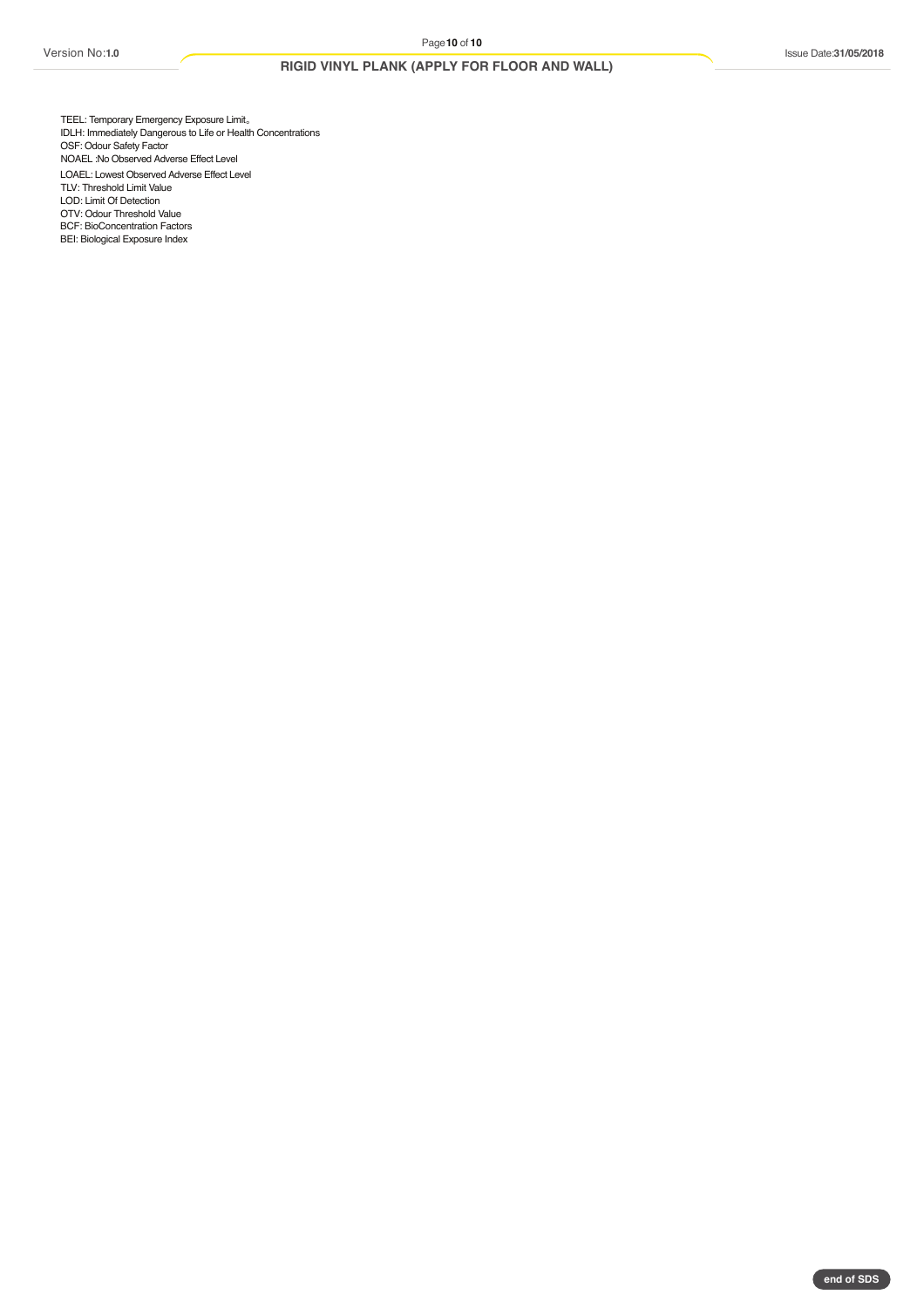TEEL: Temporary Emergency Exposure Limit。
IDLH: Immediately Dangerous to Life or Health Concentrations
OSF: Odour Safety Factor
NOAEL :No Observed Adverse Effect Level
LOAEL: Lowest Observed Adverse Effect Level
TLV: Threshold Limit Value
LOD: Limit Of Detection
OTV: Odour Threshold Value
BCF: BioConcentration Factors
BEI: Biological Exposure Index

**end of SDS**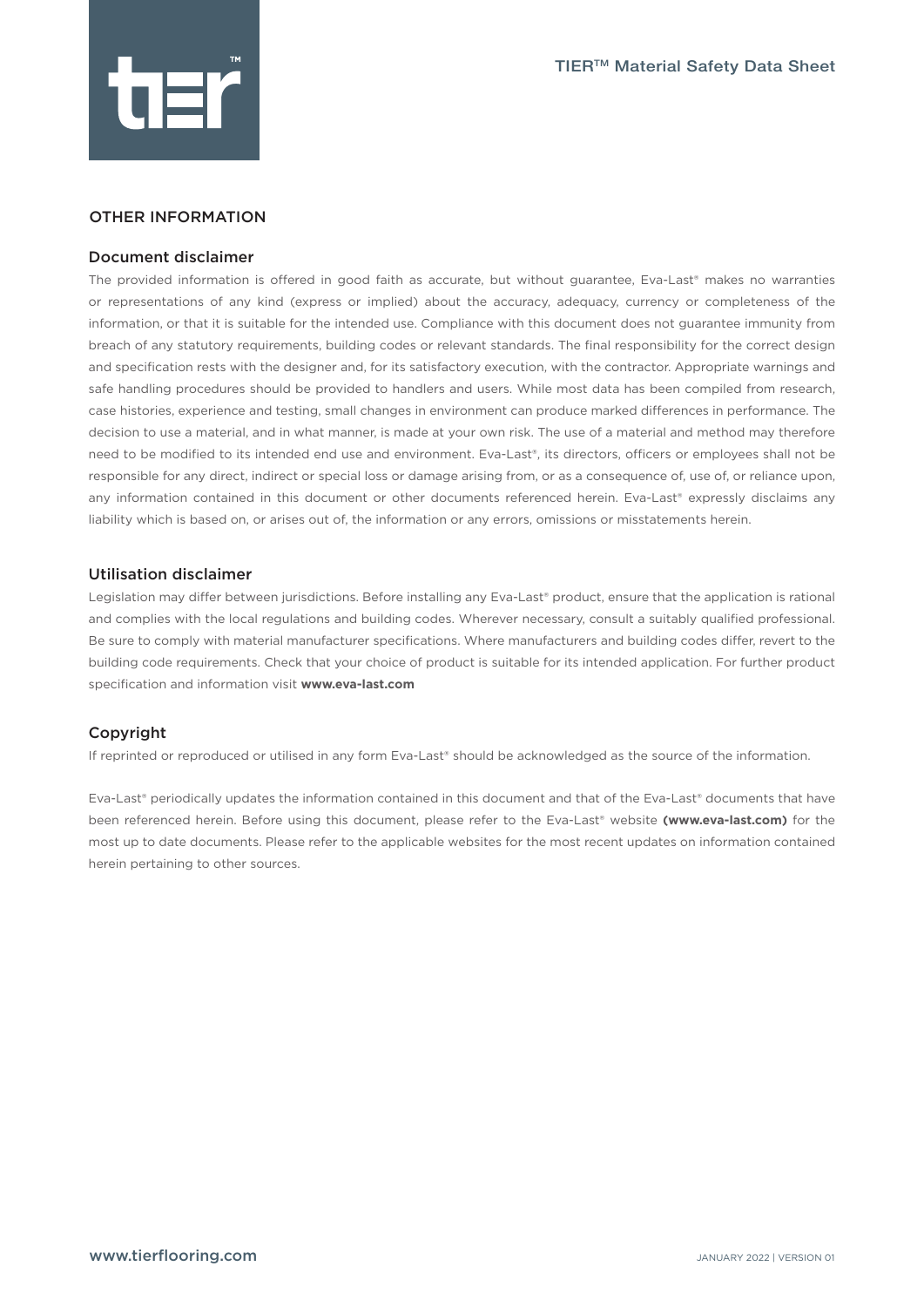## OTHER INFORMATION

### Document disclaimer

The provided information is offered in good faith as accurate, but without guarantee, Eva-Last® makes no warranties or representations of any kind (express or implied) about the accuracy, adequacy, currency or completeness of the information, or that it is suitable for the intended use. Compliance with this document does not guarantee immunity from breach of any statutory requirements, building codes or relevant standards. The final responsibility for the correct design and specification rests with the designer and, for its satisfactory execution, with the contractor. Appropriate warnings and safe handling procedures should be provided to handlers and users. While most data has been compiled from research, case histories, experience and testing, small changes in environment can produce marked differences in performance. The decision to use a material, and in what manner, is made at your own risk. The use of a material and method may therefore need to be modified to its intended end use and environment. Eva-Last®, its directors, officers or employees shall not be responsible for any direct, indirect or special loss or damage arising from, or as a consequence of, use of, or reliance upon, any information contained in this document or other documents referenced herein. Eva-Last® expressly disclaims any liability which is based on, or arises out of, the information or any errors, omissions or misstatements herein.

### Utilisation disclaimer

Legislation may differ between jurisdictions. Before installing any Eva-Last® product, ensure that the application is rational and complies with the local regulations and building codes. Wherever necessary, consult a suitably qualified professional. Be sure to comply with material manufacturer specifications. Where manufacturers and building codes differ, revert to the building code requirements. Check that your choice of product is suitable for its intended application. For further product specification and information visit **www.eva-last.com**

### Copyright

If reprinted or reproduced or utilised in any form Eva-Last® should be acknowledged as the source of the information.

Eva-Last® periodically updates the information contained in this document and that of the Eva-Last® documents that have been referenced herein. Before using this document, please refer to the Eva-Last® website **(www.eva-last.com)** for the most up to date documents. Please refer to the applicable websites for the most recent updates on information contained herein pertaining to other sources.